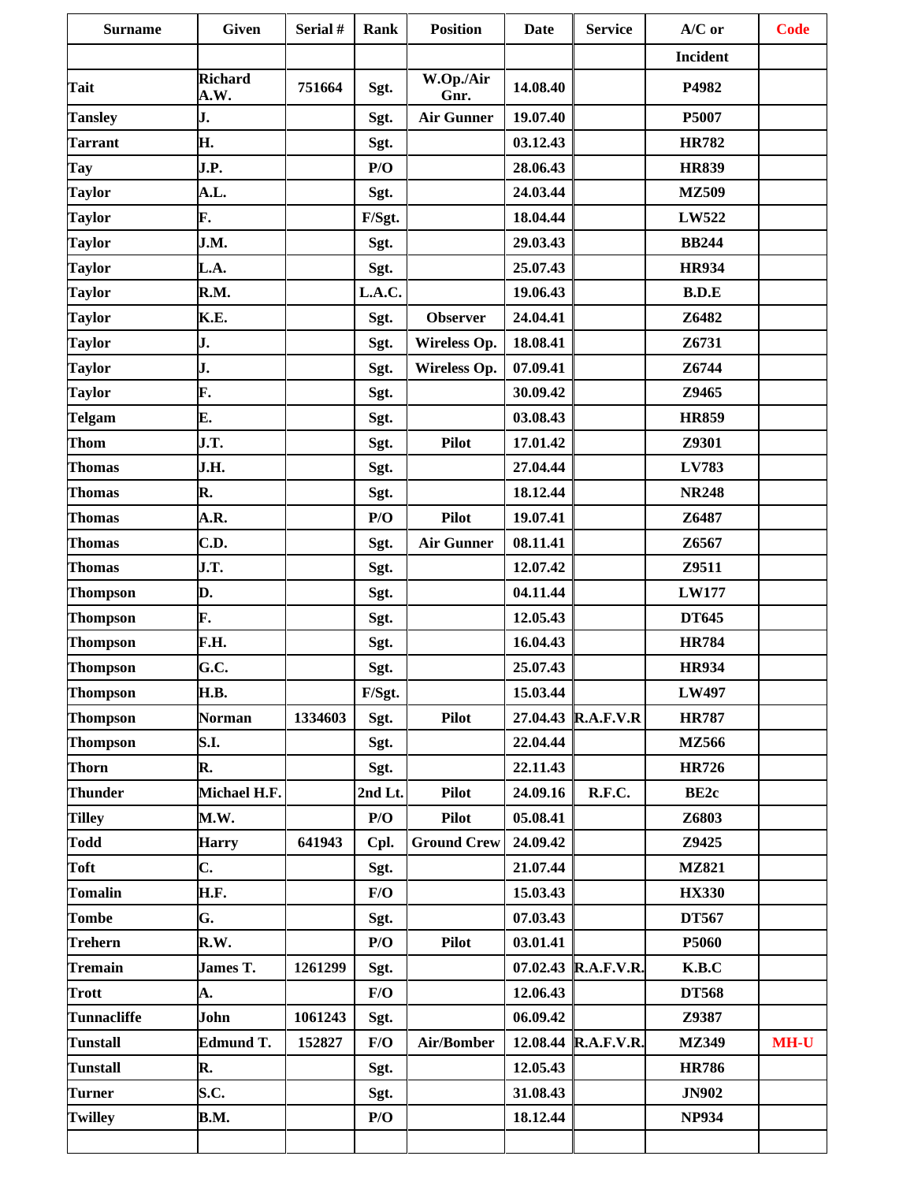| Surname | Given | Serial # | Rank | Position | Date | Service | A/C or | Code |
|---|---|---|---|---|---|---|---|---|
| | | | | | | | Incident | |
| Tait | Richard A.W. | 751664 | Sgt. | W.Op./Air Gnr. | 14.08.40 | | P4982 | |
| Tansley | J. | | Sgt. | Air Gunner | 19.07.40 | | P5007 | |
| Tarrant | H. | | Sgt. | | 03.12.43 | | HR782 | |
| Tay | J.P. | | P/O | | 28.06.43 | | HR839 | |
| Taylor | A.L. | | Sgt. | | 24.03.44 | | MZ509 | |
| Taylor | F. | | F/Sgt. | | 18.04.44 | | LW522 | |
| Taylor | J.M. | | Sgt. | | 29.03.43 | | BB244 | |
| Taylor | L.A. | | Sgt. | | 25.07.43 | | HR934 | |
| Taylor | R.M. | | L.A.C. | | 19.06.43 | | B.D.E | |
| Taylor | K.E. | | Sgt. | Observer | 24.04.41 | | Z6482 | |
| Taylor | J. | | Sgt. | Wireless Op. | 18.08.41 | | Z6731 | |
| Taylor | J. | | Sgt. | Wireless Op. | 07.09.41 | | Z6744 | |
| Taylor | F. | | Sgt. | | 30.09.42 | | Z9465 | |
| Telgam | E. | | Sgt. | | 03.08.43 | | HR859 | |
| Thom | J.T. | | Sgt. | Pilot | 17.01.42 | | Z9301 | |
| Thomas | J.H. | | Sgt. | | 27.04.44 | | LV783 | |
| Thomas | R. | | Sgt. | | 18.12.44 | | NR248 | |
| Thomas | A.R. | | P/O | Pilot | 19.07.41 | | Z6487 | |
| Thomas | C.D. | | Sgt. | Air Gunner | 08.11.41 | | Z6567 | |
| Thomas | J.T. | | Sgt. | | 12.07.42 | | Z9511 | |
| Thompson | D. | | Sgt. | | 04.11.44 | | LW177 | |
| Thompson | F. | | Sgt. | | 12.05.43 | | DT645 | |
| Thompson | F.H. | | Sgt. | | 16.04.43 | | HR784 | |
| Thompson | G.C. | | Sgt. | | 25.07.43 | | HR934 | |
| Thompson | H.B. | | F/Sgt. | | 15.03.44 | | LW497 | |
| Thompson | Norman | 1334603 | Sgt. | Pilot | 27.04.43 | R.A.F.V.R | HR787 | |
| Thompson | S.I. | | Sgt. | | 22.04.44 | | MZ566 | |
| Thorn | R. | | Sgt. | | 22.11.43 | | HR726 | |
| Thunder | Michael H.F. | | 2nd Lt. | Pilot | 24.09.16 | R.F.C. | BE2c | |
| Tilley | M.W. | | P/O | Pilot | 05.08.41 | | Z6803 | |
| Todd | Harry | 641943 | Cpl. | Ground Crew | 24.09.42 | | Z9425 | |
| Toft | C. | | Sgt. | | 21.07.44 | | MZ821 | |
| Tomalin | H.F. | | F/O | | 15.03.43 | | HX330 | |
| Tombe | G. | | Sgt. | | 07.03.43 | | DT567 | |
| Trehern | R.W. | | P/O | Pilot | 03.01.41 | | P5060 | |
| Tremain | James T. | 1261299 | Sgt. | | 07.02.43 | R.A.F.V.R. | K.B.C | |
| Trott | A. | | F/O | | 12.06.43 | | DT568 | |
| Tunnacliffe | John | 1061243 | Sgt. | | 06.09.42 | | Z9387 | |
| Tunstall | Edmund T. | 152827 | F/O | Air/Bomber | 12.08.44 | R.A.F.V.R. | MZ349 | MH-U |
| Tunstall | R. | | Sgt. | | 12.05.43 | | HR786 | |
| Turner | S.C. | | Sgt. | | 31.08.43 | | JN902 | |
| Twilley | B.M. | | P/O | | 18.12.44 | | NP934 | |
| | | | | | | | | |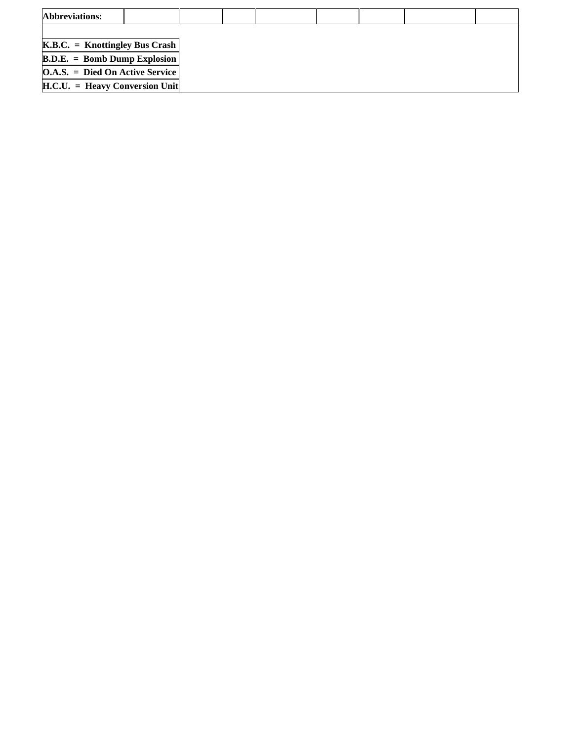| Abbreviations: | | | | | | | | |
|---|---|---|---|---|---|---|---|---|

**K.B.C. = Knottingley Bus Crash**

**B.D.E. = Bomb Dump Explosion**

**O.A.S. = Died On Active Service**

**H.C.U. = Heavy Conversion Unit**